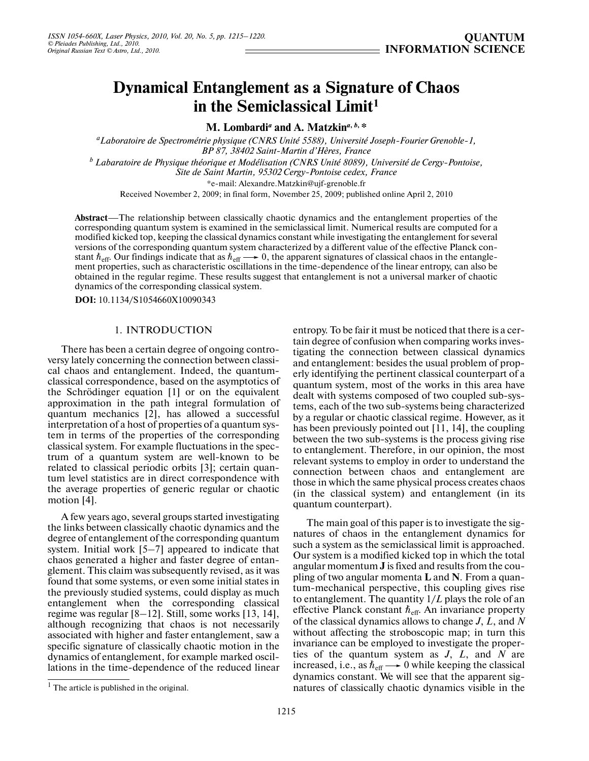# Dynamical Entanglement as a Signature of Chaos in the Semiclassical Limit[1]

**M. Lombardi[a] and A. Matzkin[a, b, *]**

[a] *Laboratoire de Spectrométrie physique (CNRS Unité 5588), Université Joseph-Fourier Grenoble-1, BP 87, 38402 Saint-Martin d'Hères, France*

[b] *Labaratoire de Physique théorique et Modélisation (CNRS Unité 8089), Université de Cergy-Pontoise, Site de Saint Martin, 95302 Cergy-Pontoise cedex, France*

*e-mail: Alexandre.Matzkin@ujf-grenoble.fr

Received November 2, 2009; in final form, November 25, 2009; published online April 2, 2010

**Abstract**—The relationship between classically chaotic dynamics and the entanglement properties of the corresponding quantum system is examined in the semiclassical limit. Numerical results are computed for a modified kicked top, keeping the classical dynamics constant while investigating the entanglement for several versions of the corresponding quantum system characterized by a different value of the effective Planck constant $\hbar_{\text{eff}}$. Our findings indicate that as $\hbar_{\text{eff}} \longrightarrow 0$, the apparent signatures of classical chaos in the entanglement properties, such as characteristic oscillations in the time-dependence of the linear entropy, can also be obtained in the regular regime. These results suggest that entanglement is not a universal marker of chaotic dynamics of the corresponding classical system.

**DOI:** 10.1134/S1054660X10090343

## 1. INTRODUCTION

There has been a certain degree of ongoing controversy lately concerning the connection between classical chaos and entanglement. Indeed, the quantum-classical correspondence, based on the asymptotics of the Schrödinger equation [1] or on the equivalent approximation in the path integral formulation of quantum mechanics [2], has allowed a successful interpretation of a host of properties of a quantum system in terms of the properties of the corresponding classical system. For example fluctuations in the spectrum of a quantum system are well-known to be related to classical periodic orbits [3]; certain quantum level statistics are in direct correspondence with the average properties of generic regular or chaotic motion [4].

A few years ago, several groups started investigating the links between classically chaotic dynamics and the degree of entanglement of the corresponding quantum system. Initial work [5–7] appeared to indicate that chaos generated a higher and faster degree of entanglement. This claim was subsequently revised, as it was found that some systems, or even some initial states in the previously studied systems, could display as much entanglement when the corresponding classical regime was regular [8–12]. Still, some works [13, 14], although recognizing that chaos is not necessarily associated with higher and faster entanglement, saw a specific signature of classically chaotic motion in the dynamics of entanglement, for example marked oscillations in the time-dependence of the reduced linear entropy. To be fair it must be noticed that there is a certain degree of confusion when comparing works investigating the connection between classical dynamics and entanglement: besides the usual problem of properly identifying the pertinent classical counterpart of a quantum system, most of the works in this area have dealt with systems composed of two coupled sub-systems, each of the two sub-systems being characterized by a regular or chaotic classical regime. However, as it has been previously pointed out [11, 14], the coupling between the two sub-systems is the process giving rise to entanglement. Therefore, in our opinion, the most relevant systems to employ in order to understand the connection between chaos and entanglement are those in which the same physical process creates chaos (in the classical system) and entanglement (in its quantum counterpart).

The main goal of this paper is to investigate the signatures of chaos in the entanglement dynamics for such a system as the semiclassical limit is approached. Our system is a modified kicked top in which the total angular momentum **J** is fixed and results from the coupling of two angular momenta **L** and **N**. From a quantum-mechanical perspective, this coupling gives rise to entanglement. The quantity $1/L$ plays the role of an effective Planck constant $\hbar_{\text{eff}}$. An invariance property of the classical dynamics allows to change $J$, $L$, and $N$ without affecting the stroboscopic map; in turn this invariance can be employed to investigate the properties of the quantum system as $J$, $L$, and $N$ are increased, i.e., as $\hbar_{\text{eff}} \longrightarrow 0$ while keeping the classical dynamics constant. We will see that the apparent signatures of classically chaotic dynamics visible in the

[1] The article is published in the original.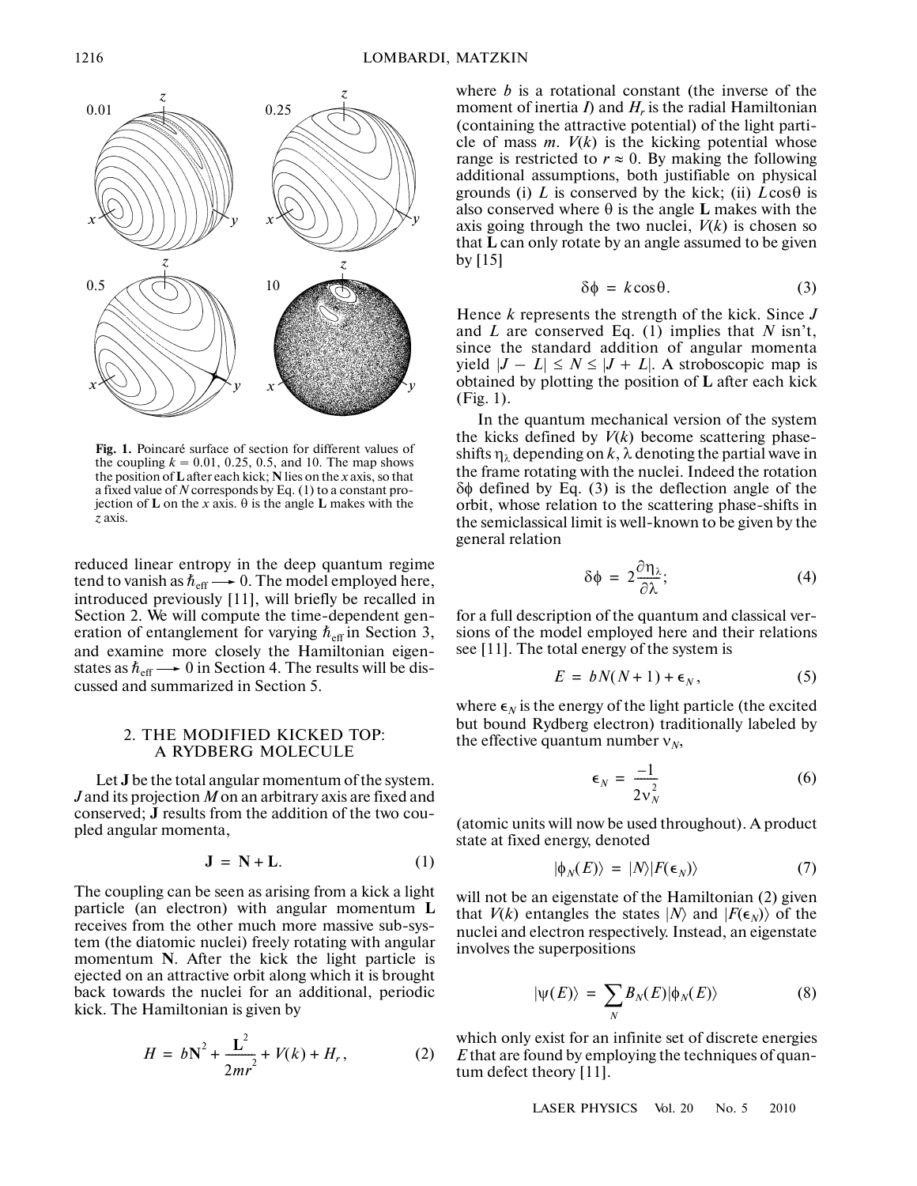Fig. 1. Poincaré surface of section for different values of the coupling $k = 0.01$, 0.25, 0.5, and 10. The map shows the position of **L** after each kick; **N** lies on the $x$ axis, so that a fixed value of $N$ corresponds by Eq. (1) to a constant projection of **L** on the $x$ axis. $\theta$ is the angle **L** makes with the $z$ axis.

reduced linear entropy in the deep quantum regime tend to vanish as $\hbar_{\text{eff}} \longrightarrow 0$. The model employed here, introduced previously [11], will briefly be recalled in Section 2. We will compute the time-dependent generation of entanglement for varying $\hbar_{\text{eff}}$ in Section 3, and examine more closely the Hamiltonian eigenstates as $\hbar_{\text{eff}} \longrightarrow 0$ in Section 4. The results will be discussed and summarized in Section 5.

## 2. THE MODIFIED KICKED TOP: A RYDBERG MOLECULE

Let **J** be the total angular momentum of the system. $J$ and its projection $M$ on an arbitrary axis are fixed and conserved; **J** results from the addition of the two coupled angular momenta,

$$\mathbf{J} = \mathbf{N} + \mathbf{L}. \tag{1}$$

The coupling can be seen as arising from a kick a light particle (an electron) with angular momentum **L** receives from the other much more massive sub-system (the diatomic nuclei) freely rotating with angular momentum **N**. After the kick the light particle is ejected on an attractive orbit along which it is brought back towards the nuclei for an additional, periodic kick. The Hamiltonian is given by

$$H = b\mathbf{N}^2 + \frac{\mathbf{L}^2}{2mr^2} + V(k) + H_r, \tag{2}$$

where $b$ is a rotational constant (the inverse of the moment of inertia $I$) and $H_r$ is the radial Hamiltonian (containing the attractive potential) of the light particle of mass $m$. $V(k)$ is the kicking potential whose range is restricted to $r \approx 0$. By making the following additional assumptions, both justifiable on physical grounds (i) $L$ is conserved by the kick; (ii) $L\cos\theta$ is also conserved where $\theta$ is the angle **L** makes with the axis going through the two nuclei, $V(k)$ is chosen so that **L** can only rotate by an angle assumed to be given by [15]

$$\delta\phi = k\cos\theta. \tag{3}$$

Hence $k$ represents the strength of the kick. Since $J$ and $L$ are conserved Eq. (1) implies that $N$ isn't, since the standard addition of angular momenta yield $|J - L| \le N \le |J + L|$. A stroboscopic map is obtained by plotting the position of **L** after each kick (Fig. 1).

In the quantum mechanical version of the system the kicks defined by $V(k)$ become scattering phase-shifts $\eta_\lambda$ depending on $k$, $\lambda$ denoting the partial wave in the frame rotating with the nuclei. Indeed the rotation $\delta\phi$ defined by Eq. (3) is the deflection angle of the orbit, whose relation to the scattering phase-shifts in the semiclassical limit is well-known to be given by the general relation

$$\delta\phi = 2\frac{\partial\eta_\lambda}{\partial\lambda}; \tag{4}$$

for a full description of the quantum and classical versions of the model employed here and their relations see [11]. The total energy of the system is

$$E = bN(N+1) + \epsilon_N, \tag{5}$$

where $\epsilon_N$ is the energy of the light particle (the excited but bound Rydberg electron) traditionally labeled by the effective quantum number $\nu_N$,

$$\epsilon_N = \frac{-1}{2\nu_N^2} \tag{6}$$

(atomic units will now be used throughout). A product state at fixed energy, denoted

$$|\phi_N(E)\rangle = |N\rangle|F(\epsilon_N)\rangle \tag{7}$$

will not be an eigenstate of the Hamiltonian (2) given that $V(k)$ entangles the states $|N\rangle$ and $|F(\epsilon_N)\rangle$ of the nuclei and electron respectively. Instead, an eigenstate involves the superpositions

$$|\psi(E)\rangle = \sum_N B_N(E)|\phi_N(E)\rangle \tag{8}$$

which only exist for an infinite set of discrete energies $E$ that are found by employing the techniques of quantum defect theory [11].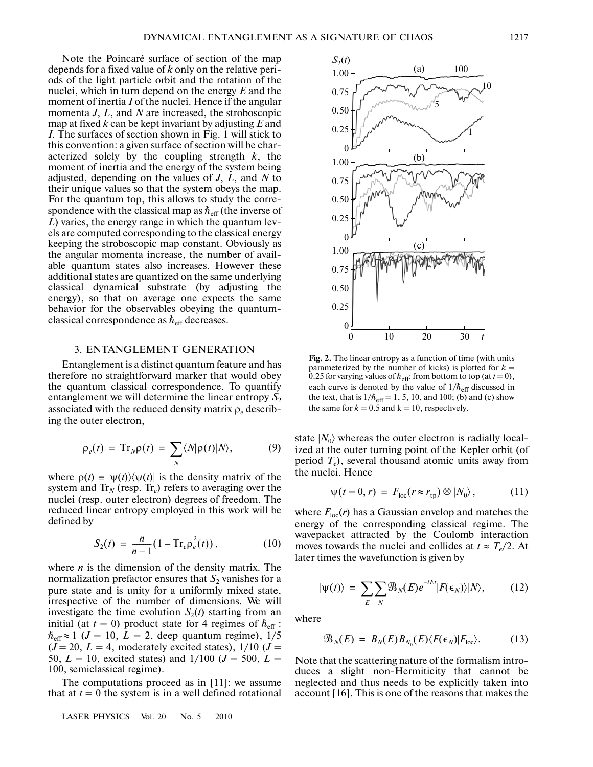Note the Poincaré surface of section of the map depends for a fixed value of $k$ only on the relative periods of the light particle orbit and the rotation of the nuclei, which in turn depend on the energy $E$ and the moment of inertia $I$ of the nuclei. Hence if the angular momenta $J$, $L$, and $N$ are increased, the stroboscopic map at fixed $k$ can be kept invariant by adjusting $E$ and $I$. The surfaces of section shown in Fig. 1 will stick to this convention: a given surface of section will be characterized solely by the coupling strength $k$, the moment of inertia and the energy of the system being adjusted, depending on the values of $J$, $L$, and $N$ to their unique values so that the system obeys the map. For the quantum top, this allows to study the correspondence with the classical map as $\hbar_{\text{eff}}$ (the inverse of $L$) varies, the energy range in which the quantum levels are computed corresponding to the classical energy keeping the stroboscopic map constant. Obviously as the angular momenta increase, the number of available quantum states also increases. However these additional states are quantized on the same underlying classical dynamical substrate (by adjusting the energy), so that on average one expects the same behavior for the observables obeying the quantum-classical correspondence as $\hbar_{\text{eff}}$ decreases.

## 3. ENTANGLEMENT GENERATION

Entanglement is a distinct quantum feature and has therefore no straightforward marker that would obey the quantum classical correspondence. To quantify entanglement we will determine the linear entropy $S_2$ associated with the reduced density matrix $\rho_e$ describing the outer electron,

$$\rho_e(t) = \text{Tr}_N \rho(t) = \sum_N \langle N|\rho(t)|N\rangle, \tag{9}$$

where $\rho(t) \equiv |\psi(t)\rangle\langle\psi(t)|$ is the density matrix of the system and $\text{Tr}_N$ (resp. $\text{Tr}_e$) refers to averaging over the nuclei (resp. outer electron) degrees of freedom. The reduced linear entropy employed in this work will be defined by

$$S_2(t) = \frac{n}{n-1}(1 - \text{Tr}_e \rho_e^2(t)), \tag{10}$$

where $n$ is the dimension of the density matrix. The normalization prefactor ensures that $S_2$ vanishes for a pure state and is unity for a uniformly mixed state, irrespective of the number of dimensions. We will investigate the time evolution $S_2(t)$ starting from an initial (at $t = 0$) product state for 4 regimes of $\hbar_{\text{eff}}$: $\hbar_{\text{eff}} \approx 1$ ($J = 10$, $L = 2$, deep quantum regime), $1/5$ ($J = 20$, $L = 4$, moderately excited states), $1/10$ ($J = 50$, $L = 10$, excited states) and $1/100$ ($J = 500$, $L = 100$, semiclassical regime).

The computations proceed as in [11]: we assume that at $t = 0$ the system is in a well defined rotational state $|N_0\rangle$ whereas the outer electron is radially localized at the outer turning point of the Kepler orbit (of period $T_e$), several thousand atomic units away from the nuclei. Hence

$$\psi(t = 0, r) = F_{\text{loc}}(r \approx r_{\text{tp}}) \otimes |N_0\rangle, \tag{11}$$

where $F_{\text{loc}}(r)$ has a Gaussian envelop and matches the energy of the corresponding classical regime. The wavepacket attracted by the Coulomb interaction moves towards the nuclei and collides at $t \approx T_e/2$. At later times the wavefunction is given by

$$|\psi(t)\rangle = \sum_E \sum_N \mathcal{B}_N(E) e^{-iEt} |F(\epsilon_N)\rangle |N\rangle, \tag{12}$$

where

$$\mathcal{B}_N(E) = B_N(E) B_{N_0}(E) \langle F(\epsilon_N)|F_{\text{loc}}\rangle. \tag{13}$$

Note that the scattering nature of the formalism introduces a slight non-Hermiticity that cannot be neglected and thus needs to be explicitly taken into account [16]. This is one of the reasons that makes the

**Fig. 2.** The linear entropy as a function of time (with units parameterized by the number of kicks) is plotted for $k = 0.25$ for varying values of $\hbar_{\text{eff}}$: from bottom to top (at $t = 0$), each curve is denoted by the value of $1/\hbar_{\text{eff}}$ discussed in the text, that is $1/\hbar_{\text{eff}} = 1$, 5, 10, and 100; (b) and (c) show the same for $k = 0.5$ and $k = 10$, respectively.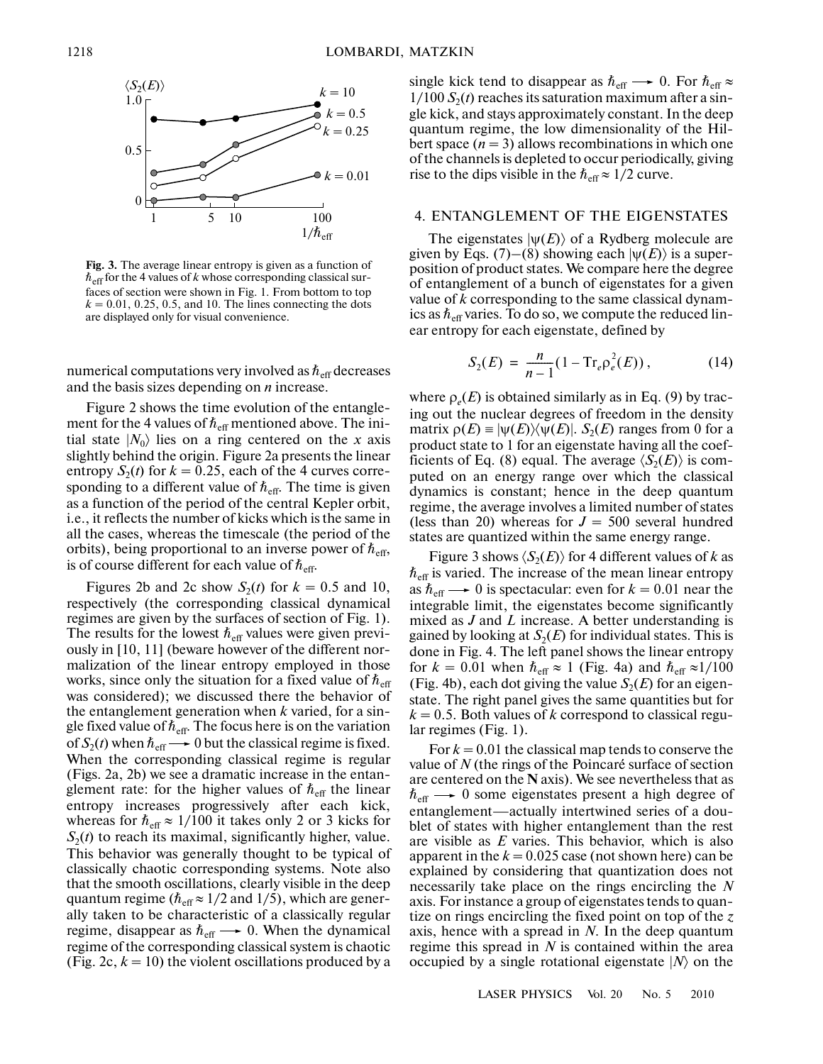Fig. 3. The average linear entropy is given as a function of $\hbar_{\text{eff}}$ for the 4 values of $k$ whose corresponding classical surfaces of section were shown in Fig. 1. From bottom to top $k = 0.01$, 0.25, 0.5, and 10. The lines connecting the dots are displayed only for visual convenience.

numerical computations very involved as $\hbar_{\text{eff}}$ decreases and the basis sizes depending on $n$ increase.

Figure 2 shows the time evolution of the entanglement for the 4 values of $\hbar_{\text{eff}}$ mentioned above. The initial state $|N_0\rangle$ lies on a ring centered on the $x$ axis slightly behind the origin. Figure 2a presents the linear entropy $S_2(t)$ for $k = 0.25$, each of the 4 curves corresponding to a different value of $\hbar_{\text{eff}}$. The time is given as a function of the period of the central Kepler orbit, i.e., it reflects the number of kicks which is the same in all the cases, whereas the timescale (the period of the orbits), being proportional to an inverse power of $\hbar_{\text{eff}}$, is of course different for each value of $\hbar_{\text{eff}}$.

Figures 2b and 2c show $S_2(t)$ for $k = 0.5$ and 10, respectively (the corresponding classical dynamical regimes are given by the surfaces of section of Fig. 1). The results for the lowest $\hbar_{\text{eff}}$ values were given previously in [10, 11] (beware however of the different normalization of the linear entropy employed in those works, since only the situation for a fixed value of $\hbar_{\text{eff}}$ was considered); we discussed there the behavior of the entanglement generation when $k$ varied, for a single fixed value of $\hbar_{\text{eff}}$. The focus here is on the variation of $S_2(t)$ when $\hbar_{\text{eff}} \longrightarrow 0$ but the classical regime is fixed. When the corresponding classical regime is regular (Figs. 2a, 2b) we see a dramatic increase in the entanglement rate: for the higher values of $\hbar_{\text{eff}}$ the linear entropy increases progressively after each kick, whereas for $\hbar_{\text{eff}} \approx 1/100$ it takes only 2 or 3 kicks for $S_2(t)$ to reach its maximal, significantly higher, value. This behavior was generally thought to be typical of classically chaotic corresponding systems. Note also that the smooth oscillations, clearly visible in the deep quantum regime ($\hbar_{\text{eff}} \approx 1/2$ and 1/5), which are generally taken to be characteristic of a classically regular regime, disappear as $\hbar_{\text{eff}} \longrightarrow 0$. When the dynamical regime of the corresponding classical system is chaotic (Fig. 2c, $k = 10$) the violent oscillations produced by a single kick tend to disappear as $\hbar_{\text{eff}} \longrightarrow 0$. For $\hbar_{\text{eff}} \approx 1/100$ $S_2(t)$ reaches its saturation maximum after a single kick, and stays approximately constant. In the deep quantum regime, the low dimensionality of the Hilbert space ($n = 3$) allows recombinations in which one of the channels is depleted to occur periodically, giving rise to the dips visible in the $\hbar_{\text{eff}} \approx 1/2$ curve.

## 4. ENTANGLEMENT OF THE EIGENSTATES

The eigenstates $|\psi(E)\rangle$ of a Rydberg molecule are given by Eqs. (7)–(8) showing each $|\psi(E)\rangle$ is a superposition of product states. We compare here the degree of entanglement of a bunch of eigenstates for a given value of $k$ corresponding to the same classical dynamics as $\hbar_{\text{eff}}$ varies. To do so, we compute the reduced linear entropy for each eigenstate, defined by

$$S_2(E) = \frac{n}{n-1}\left(1 - \text{Tr}_e \rho_e^2(E)\right), \tag{14}$$

where $\rho_e(E)$ is obtained similarly as in Eq. (9) by tracing out the nuclear degrees of freedom in the density matrix $\rho(E) \equiv |\psi(E)\rangle\langle\psi(E)|$. $S_2(E)$ ranges from 0 for a product state to 1 for an eigenstate having all the coefficients of Eq. (8) equal. The average $\langle S_2(E)\rangle$ is computed on an energy range over which the classical dynamics is constant; hence in the deep quantum regime, the average involves a limited number of states (less than 20) whereas for $J = 500$ several hundred states are quantized within the same energy range.

Figure 3 shows $\langle S_2(E)\rangle$ for 4 different values of $k$ as $\hbar_{\text{eff}}$ is varied. The increase of the mean linear entropy as $\hbar_{\text{eff}} \longrightarrow 0$ is spectacular: even for $k = 0.01$ near the integrable limit, the eigenstates become significantly mixed as $J$ and $L$ increase. A better understanding is gained by looking at $S_2(E)$ for individual states. This is done in Fig. 4. The left panel shows the linear entropy for $k = 0.01$ when $\hbar_{\text{eff}} \approx 1$ (Fig. 4a) and $\hbar_{\text{eff}} \approx 1/100$ (Fig. 4b), each dot giving the value $S_2(E)$ for an eigenstate. The right panel gives the same quantities but for $k = 0.5$. Both values of $k$ correspond to classical regular regimes (Fig. 1).

For $k = 0.01$ the classical map tends to conserve the value of $N$ (the rings of the Poincaré surface of section are centered on the **N** axis). We see nevertheless that as $\hbar_{\text{eff}} \longrightarrow 0$ some eigenstates present a high degree of entanglement—actually intertwined series of a doublet of states with higher entanglement than the rest are visible as $E$ varies. This behavior, which is also apparent in the $k = 0.025$ case (not shown here) can be explained by considering that quantization does not necessarily take place on the rings encircling the $N$ axis. For instance a group of eigenstates tends to quantize on rings encircling the fixed point on top of the $z$ axis, hence with a spread in $N$. In the deep quantum regime this spread in $N$ is contained within the area occupied by a single rotational eigenstate $|N\rangle$ on the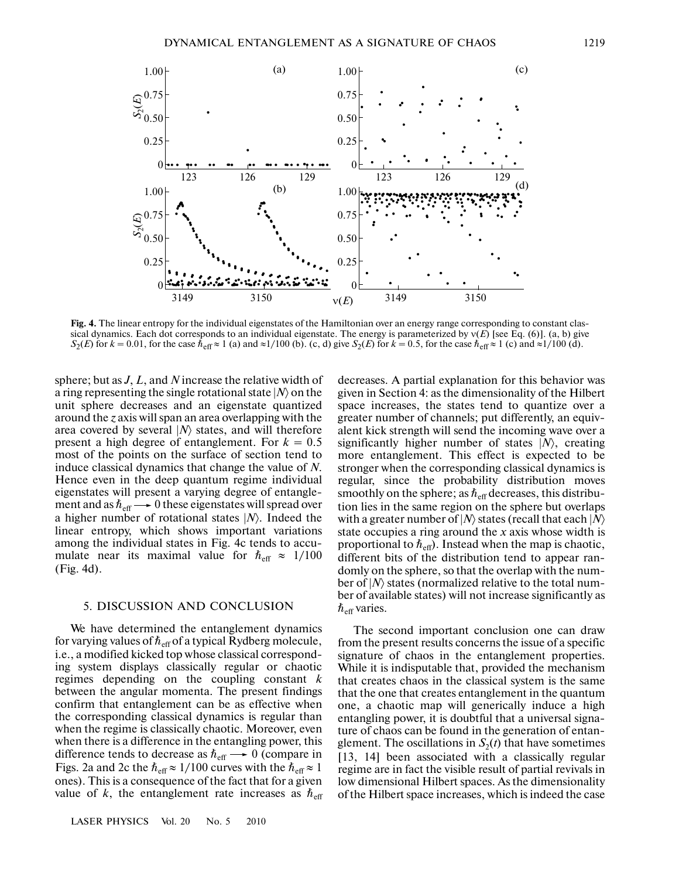**Fig. 4.** The linear entropy for the individual eigenstates of the Hamiltonian over an energy range corresponding to constant classical dynamics. Each dot corresponds to an individual eigenstate. The energy is parameterized by $\nu(E)$ [see Eq. (6)]. (a, b) give $S_2(E)$ for $k = 0.01$, for the case $\hbar_{\text{eff}} \approx 1$ (a) and $\approx 1/100$ (b). (c, d) give $S_2(E)$ for $k = 0.5$, for the case $\hbar_{\text{eff}} \approx 1$ (c) and $\approx 1/100$ (d).

sphere; but as $J$, $L$, and $N$ increase the relative width of a ring representing the single rotational state $|N\rangle$ on the unit sphere decreases and an eigenstate quantized around the $z$ axis will span an area overlapping with the area covered by several $|N\rangle$ states, and will therefore present a high degree of entanglement. For $k = 0.5$ most of the points on the surface of section tend to induce classical dynamics that change the value of $N$. Hence even in the deep quantum regime individual eigenstates will present a varying degree of entanglement and as $\hbar_{\text{eff}} \longrightarrow 0$ these eigenstates will spread over a higher number of rotational states $|N\rangle$. Indeed the linear entropy, which shows important variations among the individual states in Fig. 4c tends to accumulate near its maximal value for $\hbar_{\text{eff}} \approx 1/100$ (Fig. 4d).

## 5. DISCUSSION AND CONCLUSION

We have determined the entanglement dynamics for varying values of $\hbar_{\text{eff}}$ of a typical Rydberg molecule, i.e., a modified kicked top whose classical corresponding system displays classically regular or chaotic regimes depending on the coupling constant $k$ between the angular momenta. The present findings confirm that entanglement can be as effective when the corresponding classical dynamics is regular than when the regime is classically chaotic. Moreover, even when there is a difference in the entangling power, this difference tends to decrease as $\hbar_{\text{eff}} \longrightarrow 0$ (compare in Figs. 2a and 2c the $\hbar_{\text{eff}} \approx 1/100$ curves with the $\hbar_{\text{eff}} \approx 1$ ones). This is a consequence of the fact that for a given value of $k$, the entanglement rate increases as $\hbar_{\text{eff}}$ decreases. A partial explanation for this behavior was given in Section 4: as the dimensionality of the Hilbert space increases, the states tend to quantize over a greater number of channels; put differently, an equivalent kick strength will send the incoming wave over a significantly higher number of states $|N\rangle$, creating more entanglement. This effect is expected to be stronger when the corresponding classical dynamics is regular, since the probability distribution moves smoothly on the sphere; as $\hbar_{\text{eff}}$ decreases, this distribution lies in the same region on the sphere but overlaps with a greater number of $|N\rangle$ states (recall that each $|N\rangle$ state occupies a ring around the $x$ axis whose width is proportional to $\hbar_{\text{eff}}$). Instead when the map is chaotic, different bits of the distribution tend to appear randomly on the sphere, so that the overlap with the number of $|N\rangle$ states (normalized relative to the total number of available states) will not increase significantly as $\hbar_{\text{eff}}$ varies.

The second important conclusion one can draw from the present results concerns the issue of a specific signature of chaos in the entanglement properties. While it is indisputable that, provided the mechanism that creates chaos in the classical system is the same that the one that creates entanglement in the quantum one, a chaotic map will generically induce a high entangling power, it is doubtful that a universal signature of chaos can be found in the generation of entanglement. The oscillations in $S_2(t)$ that have sometimes [13, 14] been associated with a classically regular regime are in fact the visible result of partial revivals in low dimensional Hilbert spaces. As the dimensionality of the Hilbert space increases, which is indeed the case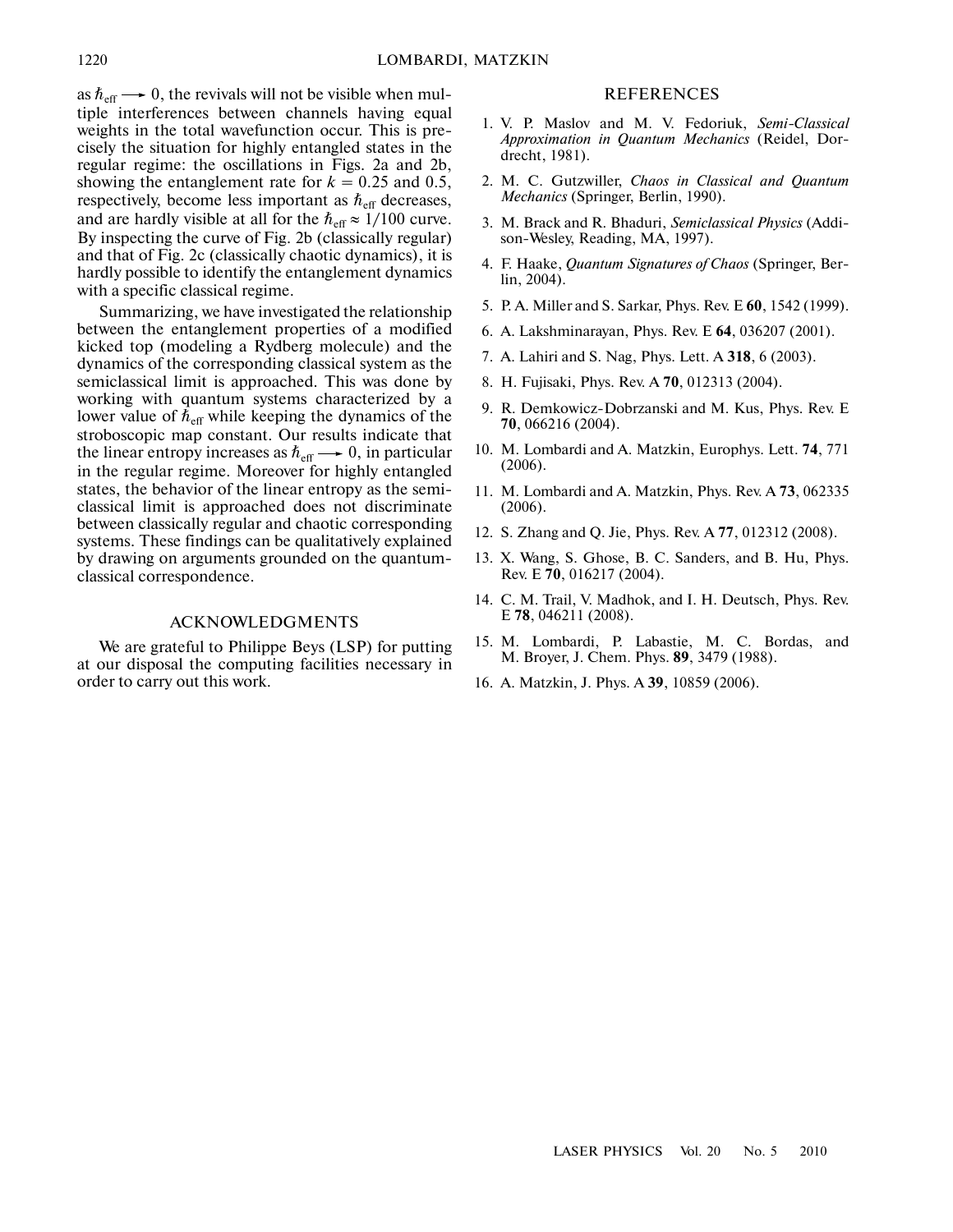as $\hbar_{\text{eff}} \longrightarrow 0$, the revivals will not be visible when multiple interferences between channels having equal weights in the total wavefunction occur. This is precisely the situation for highly entangled states in the regular regime: the oscillations in Figs. 2a and 2b, showing the entanglement rate for $k = 0.25$ and 0.5, respectively, become less important as $\hbar_{\text{eff}}$ decreases, and are hardly visible at all for the $\hbar_{\text{eff}} \approx 1/100$ curve. By inspecting the curve of Fig. 2b (classically regular) and that of Fig. 2c (classically chaotic dynamics), it is hardly possible to identify the entanglement dynamics with a specific classical regime.

Summarizing, we have investigated the relationship between the entanglement properties of a modified kicked top (modeling a Rydberg molecule) and the dynamics of the corresponding classical system as the semiclassical limit is approached. This was done by working with quantum systems characterized by a lower value of $\hbar_{\text{eff}}$ while keeping the dynamics of the stroboscopic map constant. Our results indicate that the linear entropy increases as $\hbar_{\text{eff}} \longrightarrow 0$, in particular in the regular regime. Moreover for highly entangled states, the behavior of the linear entropy as the semiclassical limit is approached does not discriminate between classically regular and chaotic corresponding systems. These findings can be qualitatively explained by drawing on arguments grounded on the quantum-classical correspondence.

## ACKNOWLEDGMENTS

We are grateful to Philippe Beys (LSP) for putting at our disposal the computing facilities necessary in order to carry out this work.

## REFERENCES

1. V. P. Maslov and M. V. Fedoriuk, *Semi-Classical Approximation in Quantum Mechanics* (Reidel, Dordrecht, 1981).
2. M. C. Gutzwiller, *Chaos in Classical and Quantum Mechanics* (Springer, Berlin, 1990).
3. M. Brack and R. Bhaduri, *Semiclassical Physics* (Addison-Wesley, Reading, MA, 1997).
4. F. Haake, *Quantum Signatures of Chaos* (Springer, Berlin, 2004).
5. P. A. Miller and S. Sarkar, Phys. Rev. E **60**, 1542 (1999).
6. A. Lakshminarayan, Phys. Rev. E **64**, 036207 (2001).
7. A. Lahiri and S. Nag, Phys. Lett. A **318**, 6 (2003).
8. H. Fujisaki, Phys. Rev. A **70**, 012313 (2004).
9. R. Demkowicz-Dobrzanski and M. Kus, Phys. Rev. E **70**, 066216 (2004).
10. M. Lombardi and A. Matzkin, Europhys. Lett. **74**, 771 (2006).
11. M. Lombardi and A. Matzkin, Phys. Rev. A **73**, 062335 (2006).
12. S. Zhang and Q. Jie, Phys. Rev. A **77**, 012312 (2008).
13. X. Wang, S. Ghose, B. C. Sanders, and B. Hu, Phys. Rev. E **70**, 016217 (2004).
14. C. M. Trail, V. Madhok, and I. H. Deutsch, Phys. Rev. E **78**, 046211 (2008).
15. M. Lombardi, P. Labastie, M. C. Bordas, and M. Broyer, J. Chem. Phys. **89**, 3479 (1988).
16. A. Matzkin, J. Phys. A **39**, 10859 (2006).